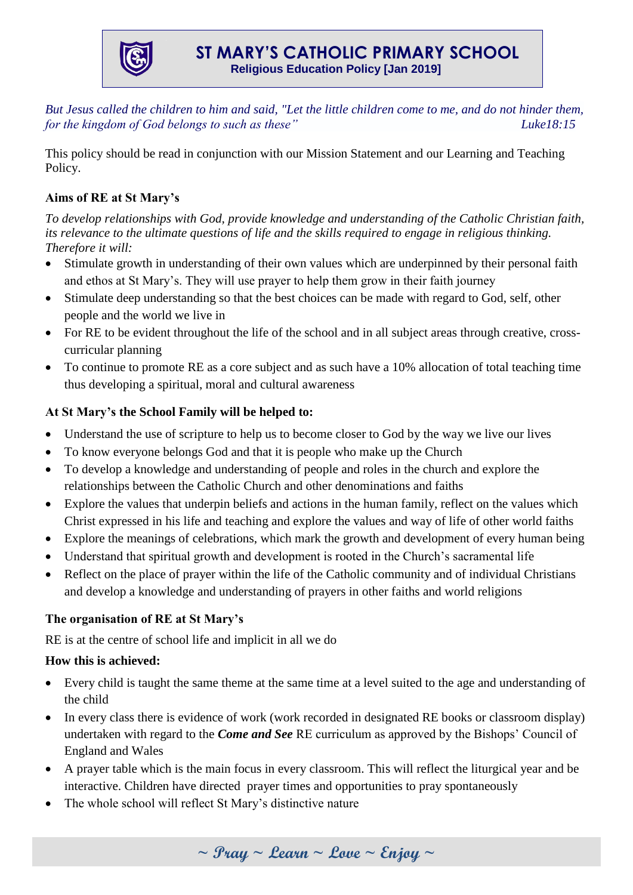# ST MARY'S CATHOLIC PRIMARY SCHOOL

**Religious Education Policy [Jan 2019]**

*But Jesus called the children to him and said, "Let the little children come to me, and do not hinder them, for the kingdom of God belongs to such as these"* *Luke18:15*

This policy should be read in conjunction with our Mission Statement and our Learning and Teaching Policy.

**Aims of RE at St Mary's**

*To develop relationships with God, provide knowledge and understanding of the Catholic Christian faith, its relevance to the ultimate questions of life and the skills required to engage in religious thinking. Therefore it will:*

- Stimulate growth in understanding of their own values which are underpinned by their personal faith and ethos at St Mary's. They will use prayer to help them grow in their faith journey
- Stimulate deep understanding so that the best choices can be made with regard to God, self, other people and the world we live in
- For RE to be evident throughout the life of the school and in all subject areas through creative, cross-curricular planning
- To continue to promote RE as a core subject and as such have a 10% allocation of total teaching time thus developing a spiritual, moral and cultural awareness

**At St Mary's the School Family will be helped to:**

- Understand the use of scripture to help us to become closer to God by the way we live our lives
- To know everyone belongs God and that it is people who make up the Church
- To develop a knowledge and understanding of people and roles in the church and explore the relationships between the Catholic Church and other denominations and faiths
- Explore the values that underpin beliefs and actions in the human family, reflect on the values which Christ expressed in his life and teaching and explore the values and way of life of other world faiths
- Explore the meanings of celebrations, which mark the growth and development of every human being
- Understand that spiritual growth and development is rooted in the Church's sacramental life
- Reflect on the place of prayer within the life of the Catholic community and of individual Christians and develop a knowledge and understanding of prayers in other faiths and world religions

**The organisation of RE at St Mary's**

RE is at the centre of school life and implicit in all we do

**How this is achieved:**

- Every child is taught the same theme at the same time at a level suited to the age and understanding of the child
- In every class there is evidence of work (work recorded in designated RE books or classroom display) undertaken with regard to the ***Come and See*** RE curriculum as approved by the Bishops' Council of England and Wales
- A prayer table which is the main focus in every classroom. This will reflect the liturgical year and be interactive. Children have directed prayer times and opportunities to pray spontaneously
- The whole school will reflect St Mary's distinctive nature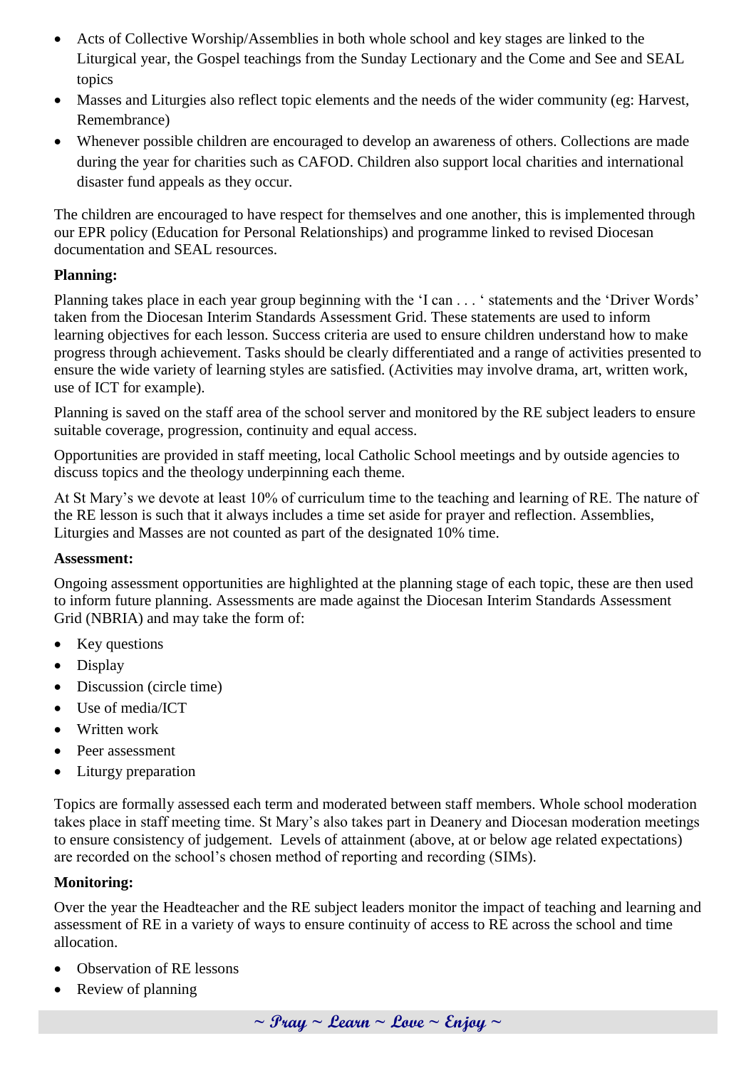- Acts of Collective Worship/Assemblies in both whole school and key stages are linked to the Liturgical year, the Gospel teachings from the Sunday Lectionary and the Come and See and SEAL topics
- Masses and Liturgies also reflect topic elements and the needs of the wider community (eg: Harvest, Remembrance)
- Whenever possible children are encouraged to develop an awareness of others. Collections are made during the year for charities such as CAFOD. Children also support local charities and international disaster fund appeals as they occur.

The children are encouraged to have respect for themselves and one another, this is implemented through our EPR policy (Education for Personal Relationships) and programme linked to revised Diocesan documentation and SEAL resources.

**Planning:**

Planning takes place in each year group beginning with the 'I can . . . ' statements and the 'Driver Words' taken from the Diocesan Interim Standards Assessment Grid. These statements are used to inform learning objectives for each lesson. Success criteria are used to ensure children understand how to make progress through achievement. Tasks should be clearly differentiated and a range of activities presented to ensure the wide variety of learning styles are satisfied. (Activities may involve drama, art, written work, use of ICT for example).

Planning is saved on the staff area of the school server and monitored by the RE subject leaders to ensure suitable coverage, progression, continuity and equal access.

Opportunities are provided in staff meeting, local Catholic School meetings and by outside agencies to discuss topics and the theology underpinning each theme.

At St Mary's we devote at least 10% of curriculum time to the teaching and learning of RE. The nature of the RE lesson is such that it always includes a time set aside for prayer and reflection. Assemblies, Liturgies and Masses are not counted as part of the designated 10% time.

**Assessment:**

Ongoing assessment opportunities are highlighted at the planning stage of each topic, these are then used to inform future planning. Assessments are made against the Diocesan Interim Standards Assessment Grid (NBRIA) and may take the form of:

- Key questions
- Display
- Discussion (circle time)
- Use of media/ICT
- Written work
- Peer assessment
- Liturgy preparation

Topics are formally assessed each term and moderated between staff members. Whole school moderation takes place in staff meeting time. St Mary's also takes part in Deanery and Diocesan moderation meetings to ensure consistency of judgement. Levels of attainment (above, at or below age related expectations) are recorded on the school's chosen method of reporting and recording (SIMs).

**Monitoring:**

Over the year the Headteacher and the RE subject leaders monitor the impact of teaching and learning and assessment of RE in a variety of ways to ensure continuity of access to RE across the school and time allocation.

- Observation of RE lessons
- Review of planning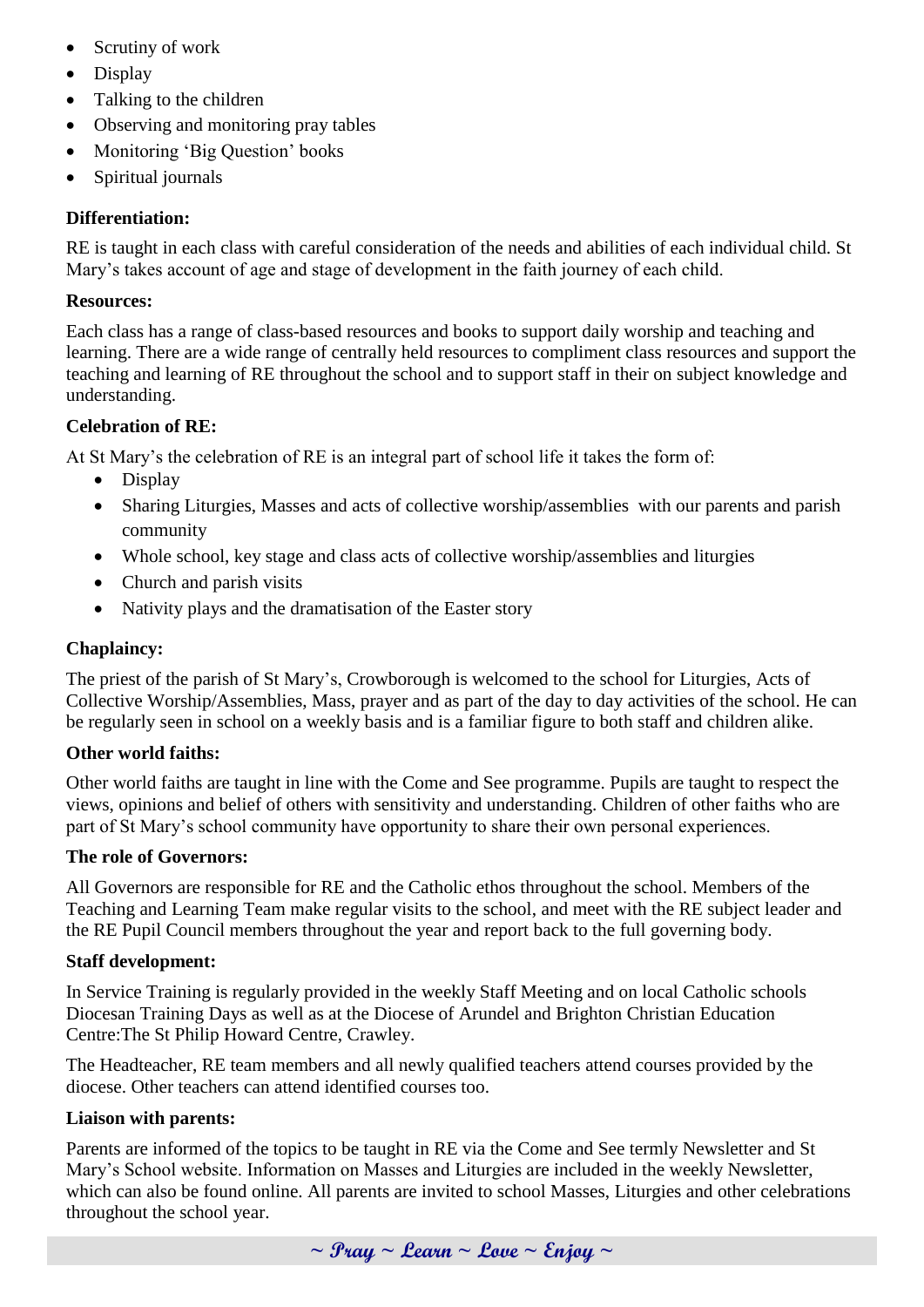- Scrutiny of work
- Display
- Talking to the children
- Observing and monitoring pray tables
- Monitoring 'Big Question' books
- Spiritual journals

**Differentiation:**

RE is taught in each class with careful consideration of the needs and abilities of each individual child. St Mary's takes account of age and stage of development in the faith journey of each child.

**Resources:**

Each class has a range of class-based resources and books to support daily worship and teaching and learning. There are a wide range of centrally held resources to compliment class resources and support the teaching and learning of RE throughout the school and to support staff in their on subject knowledge and understanding.

**Celebration of RE:**

At St Mary's the celebration of RE is an integral part of school life it takes the form of:

- Display
- Sharing Liturgies, Masses and acts of collective worship/assemblies with our parents and parish community
- Whole school, key stage and class acts of collective worship/assemblies and liturgies
- Church and parish visits
- Nativity plays and the dramatisation of the Easter story

**Chaplaincy:**

The priest of the parish of St Mary's, Crowborough is welcomed to the school for Liturgies, Acts of Collective Worship/Assemblies, Mass, prayer and as part of the day to day activities of the school. He can be regularly seen in school on a weekly basis and is a familiar figure to both staff and children alike.

**Other world faiths:**

Other world faiths are taught in line with the Come and See programme. Pupils are taught to respect the views, opinions and belief of others with sensitivity and understanding. Children of other faiths who are part of St Mary's school community have opportunity to share their own personal experiences.

**The role of Governors:**

All Governors are responsible for RE and the Catholic ethos throughout the school. Members of the Teaching and Learning Team make regular visits to the school, and meet with the RE subject leader and the RE Pupil Council members throughout the year and report back to the full governing body.

**Staff development:**

In Service Training is regularly provided in the weekly Staff Meeting and on local Catholic schools Diocesan Training Days as well as at the Diocese of Arundel and Brighton Christian Education Centre:The St Philip Howard Centre, Crawley.

The Headteacher, RE team members and all newly qualified teachers attend courses provided by the diocese. Other teachers can attend identified courses too.

**Liaison with parents:**

Parents are informed of the topics to be taught in RE via the Come and See termly Newsletter and St Mary's School website. Information on Masses and Liturgies are included in the weekly Newsletter, which can also be found online. All parents are invited to school Masses, Liturgies and other celebrations throughout the school year.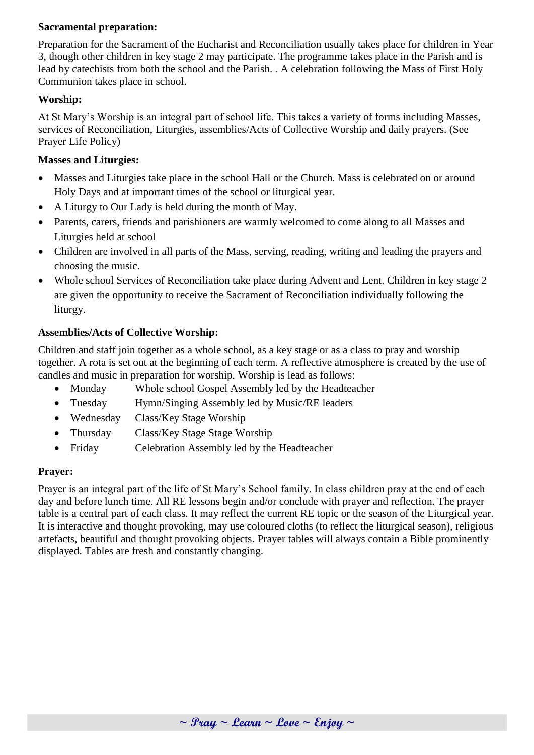**Sacramental preparation:**

Preparation for the Sacrament of the Eucharist and Reconciliation usually takes place for children in Year 3, though other children in key stage 2 may participate. The programme takes place in the Parish and is lead by catechists from both the school and the Parish. . A celebration following the Mass of First Holy Communion takes place in school.

**Worship:**

At St Mary's Worship is an integral part of school life. This takes a variety of forms including Masses, services of Reconciliation, Liturgies, assemblies/Acts of Collective Worship and daily prayers. (See Prayer Life Policy)

**Masses and Liturgies:**

- Masses and Liturgies take place in the school Hall or the Church. Mass is celebrated on or around Holy Days and at important times of the school or liturgical year.
- A Liturgy to Our Lady is held during the month of May.
- Parents, carers, friends and parishioners are warmly welcomed to come along to all Masses and Liturgies held at school
- Children are involved in all parts of the Mass, serving, reading, writing and leading the prayers and choosing the music.
- Whole school Services of Reconciliation take place during Advent and Lent. Children in key stage 2 are given the opportunity to receive the Sacrament of Reconciliation individually following the liturgy.

**Assemblies/Acts of Collective Worship:**

Children and staff join together as a whole school, as a key stage or as a class to pray and worship together. A rota is set out at the beginning of each term. A reflective atmosphere is created by the use of candles and music in preparation for worship. Worship is lead as follows:

- Monday  Whole school Gospel Assembly led by the Headteacher
- Tuesday  Hymn/Singing Assembly led by Music/RE leaders
- Wednesday  Class/Key Stage Worship
- Thursday  Class/Key Stage Stage Worship
- Friday  Celebration Assembly led by the Headteacher

**Prayer:**

Prayer is an integral part of the life of St Mary's School family. In class children pray at the end of each day and before lunch time. All RE lessons begin and/or conclude with prayer and reflection. The prayer table is a central part of each class. It may reflect the current RE topic or the season of the Liturgical year. It is interactive and thought provoking, may use coloured cloths (to reflect the liturgical season), religious artefacts, beautiful and thought provoking objects. Prayer tables will always contain a Bible prominently displayed. Tables are fresh and constantly changing.